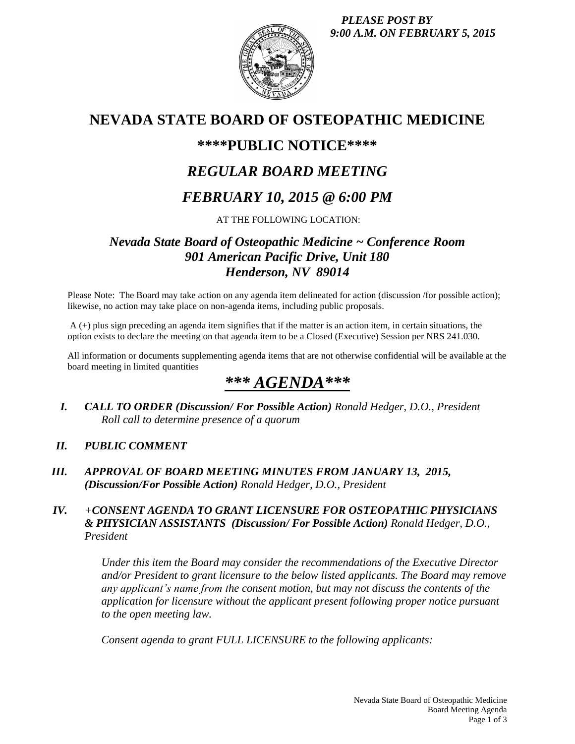***PLEASE POST BY 9:00 A.M. ON FEBRUARY 5, 2015***

# NEVADA STATE BOARD OF OSTEOPATHIC MEDICINE

## ****PUBLIC NOTICE****

## *REGULAR BOARD MEETING*

## *FEBRUARY 10, 2015 @ 6:00 PM*

AT THE FOLLOWING LOCATION:

### *Nevada State Board of Osteopathic Medicine ~ Conference Room*
### *901 American Pacific Drive, Unit 180*
### *Henderson, NV 89014*

Please Note: The Board may take action on any agenda item delineated for action (discussion /for possible action); likewise, no action may take place on non-agenda items, including public proposals.

A (+) plus sign preceding an agenda item signifies that if the matter is an action item, in certain situations, the option exists to declare the meeting on that agenda item to be a Closed (Executive) Session per NRS 241.030.

All information or documents supplementing agenda items that are not otherwise confidential will be available at the board meeting in limited quantities

## ***\*\*\* AGENDA\*\*\****

I. ***CALL TO ORDER (Discussion/ For Possible Action)*** *Ronald Hedger, D.O., President*
   *Roll call to determine presence of a quorum*

II. ***PUBLIC COMMENT***

III. ***APPROVAL OF BOARD MEETING MINUTES FROM JANUARY 13, 2015, (Discussion/For Possible Action)*** *Ronald Hedger, D.O., President*

IV. ***+CONSENT AGENDA TO GRANT LICENSURE FOR OSTEOPATHIC PHYSICIANS & PHYSICIAN ASSISTANTS (Discussion/ For Possible Action)*** *Ronald Hedger, D.O., President*

   *Under this item the Board may consider the recommendations of the Executive Director and/or President to grant licensure to the below listed applicants. The Board may remove any applicant's name from the consent motion, but may not discuss the contents of the application for licensure without the applicant present following proper notice pursuant to the open meeting law.*

   *Consent agenda to grant FULL LICENSURE to the following applicants:*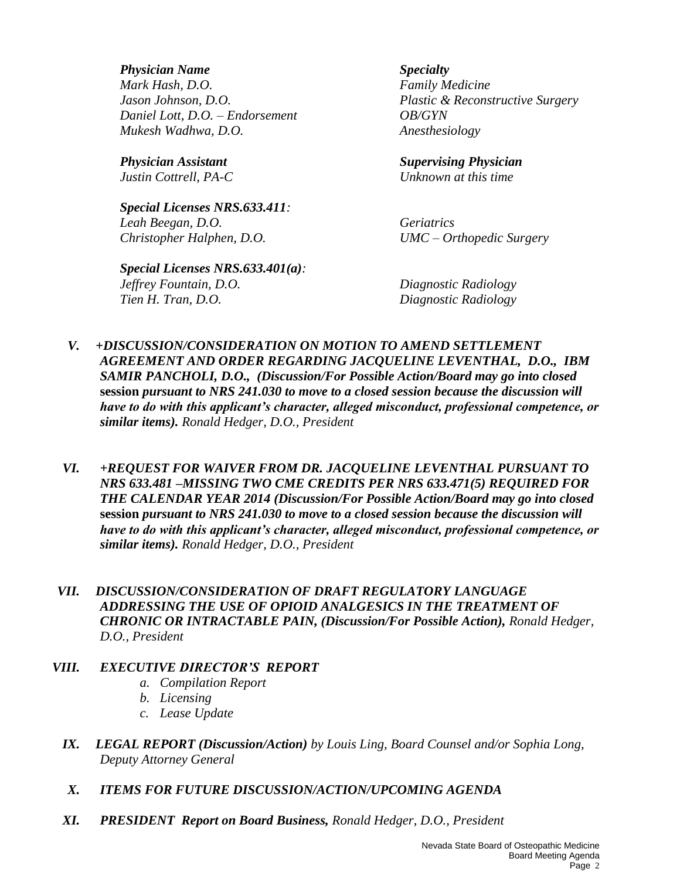| *Physician Name* | *Specialty* |
|---|---|
| *Mark Hash, D.O.* | *Family Medicine* |
| *Jason Johnson, D.O.* | *Plastic & Reconstructive Surgery* |
| *Daniel Lott, D.O. – Endorsement* | *OB/GYN* |
| *Mukesh Wadhwa, D.O.* | *Anesthesiology* |

| *Physician Assistant* | *Supervising Physician* |
|---|---|
| *Justin Cottrell, PA-C* | *Unknown at this time* |

| *Special Licenses NRS.633.411:* | |
|---|---|
| *Leah Beegan, D.O.* | *Geriatrics* |
| *Christopher Halphen, D.O.* | *UMC – Orthopedic Surgery* |

| *Special Licenses NRS.633.401(a):* | |
|---|---|
| *Jeffrey Fountain, D.O.* | *Diagnostic Radiology* |
| *Tien H. Tran, D.O.* | *Diagnostic Radiology* |

**V.** ***+DISCUSSION/CONSIDERATION ON MOTION TO AMEND SETTLEMENT AGREEMENT AND ORDER REGARDING JACQUELINE LEVENTHAL, D.O., IBM SAMIR PANCHOLI, D.O., (Discussion/For Possible Action/Board may go into closed*** **session** ***pursuant to NRS 241.030 to move to a closed session because the discussion will have to do with this applicant's character, alleged misconduct, professional competence, or similar items).*** *Ronald Hedger, D.O., President*

**VI.** ***+REQUEST FOR WAIVER FROM DR. JACQUELINE LEVENTHAL PURSUANT TO NRS 633.481 –MISSING TWO CME CREDITS PER NRS 633.471(5) REQUIRED FOR THE CALENDAR YEAR 2014 (Discussion/For Possible Action/Board may go into closed*** **session** ***pursuant to NRS 241.030 to move to a closed session because the discussion will have to do with this applicant's character, alleged misconduct, professional competence, or similar items).*** *Ronald Hedger, D.O., President*

**VII.** ***DISCUSSION/CONSIDERATION OF DRAFT REGULATORY LANGUAGE ADDRESSING THE USE OF OPIOID ANALGESICS IN THE TREATMENT OF CHRONIC OR INTRACTABLE PAIN, (Discussion/For Possible Action),*** *Ronald Hedger, D.O., President*

**VIII.** ***EXECUTIVE DIRECTOR'S REPORT***

- a. *Compilation Report*
- b. *Licensing*
- c. *Lease Update*

**IX.** ***LEGAL REPORT (Discussion/Action)*** *by Louis Ling, Board Counsel and/or Sophia Long, Deputy Attorney General*

**X.** ***ITEMS FOR FUTURE DISCUSSION/ACTION/UPCOMING AGENDA***

**XI.** ***PRESIDENT Report on Board Business,*** *Ronald Hedger, D.O., President*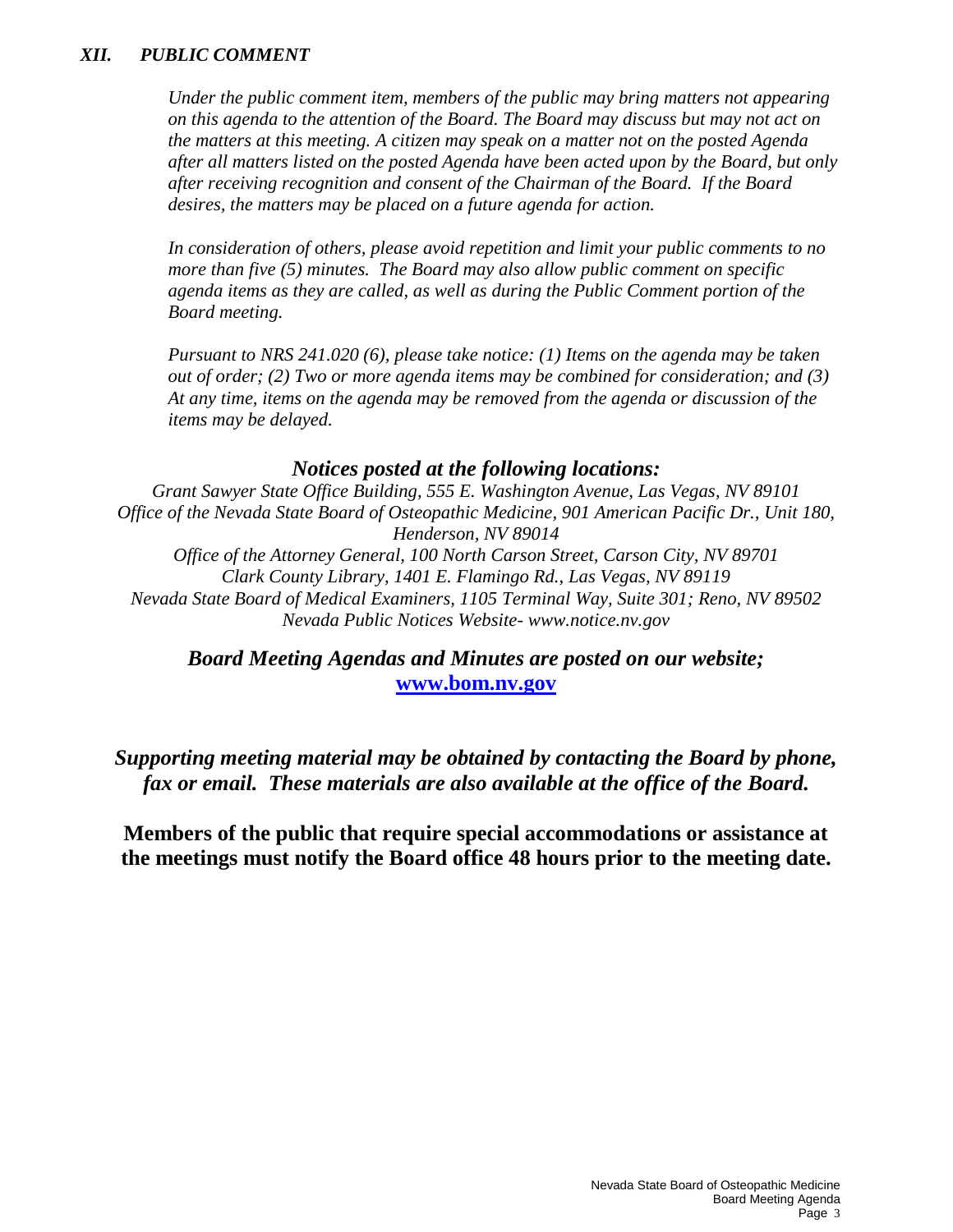### *XII. PUBLIC COMMENT*

*Under the public comment item, members of the public may bring matters not appearing on this agenda to the attention of the Board. The Board may discuss but may not act on the matters at this meeting. A citizen may speak on a matter not on the posted Agenda after all matters listed on the posted Agenda have been acted upon by the Board, but only after receiving recognition and consent of the Chairman of the Board. If the Board desires, the matters may be placed on a future agenda for action.*

*In consideration of others, please avoid repetition and limit your public comments to no more than five (5) minutes. The Board may also allow public comment on specific agenda items as they are called, as well as during the Public Comment portion of the Board meeting.*

*Pursuant to NRS 241.020 (6), please take notice: (1) Items on the agenda may be taken out of order; (2) Two or more agenda items may be combined for consideration; and (3) At any time, items on the agenda may be removed from the agenda or discussion of the items may be delayed.*

***Notices posted at the following locations:***

*Grant Sawyer State Office Building, 555 E. Washington Avenue, Las Vegas, NV 89101*
*Office of the Nevada State Board of Osteopathic Medicine, 901 American Pacific Dr., Unit 180, Henderson, NV 89014*
*Office of the Attorney General, 100 North Carson Street, Carson City, NV 89701*
*Clark County Library, 1401 E. Flamingo Rd., Las Vegas, NV 89119*
*Nevada State Board of Medical Examiners, 1105 Terminal Way, Suite 301; Reno, NV 89502*
*Nevada Public Notices Website- www.notice.nv.gov*

***Board Meeting Agendas and Minutes are posted on our website;***
**www.bom.nv.gov**

***Supporting meeting material may be obtained by contacting the Board by phone, fax or email. These materials are also available at the office of the Board.***

**Members of the public that require special accommodations or assistance at the meetings must notify the Board office 48 hours prior to the meeting date.**